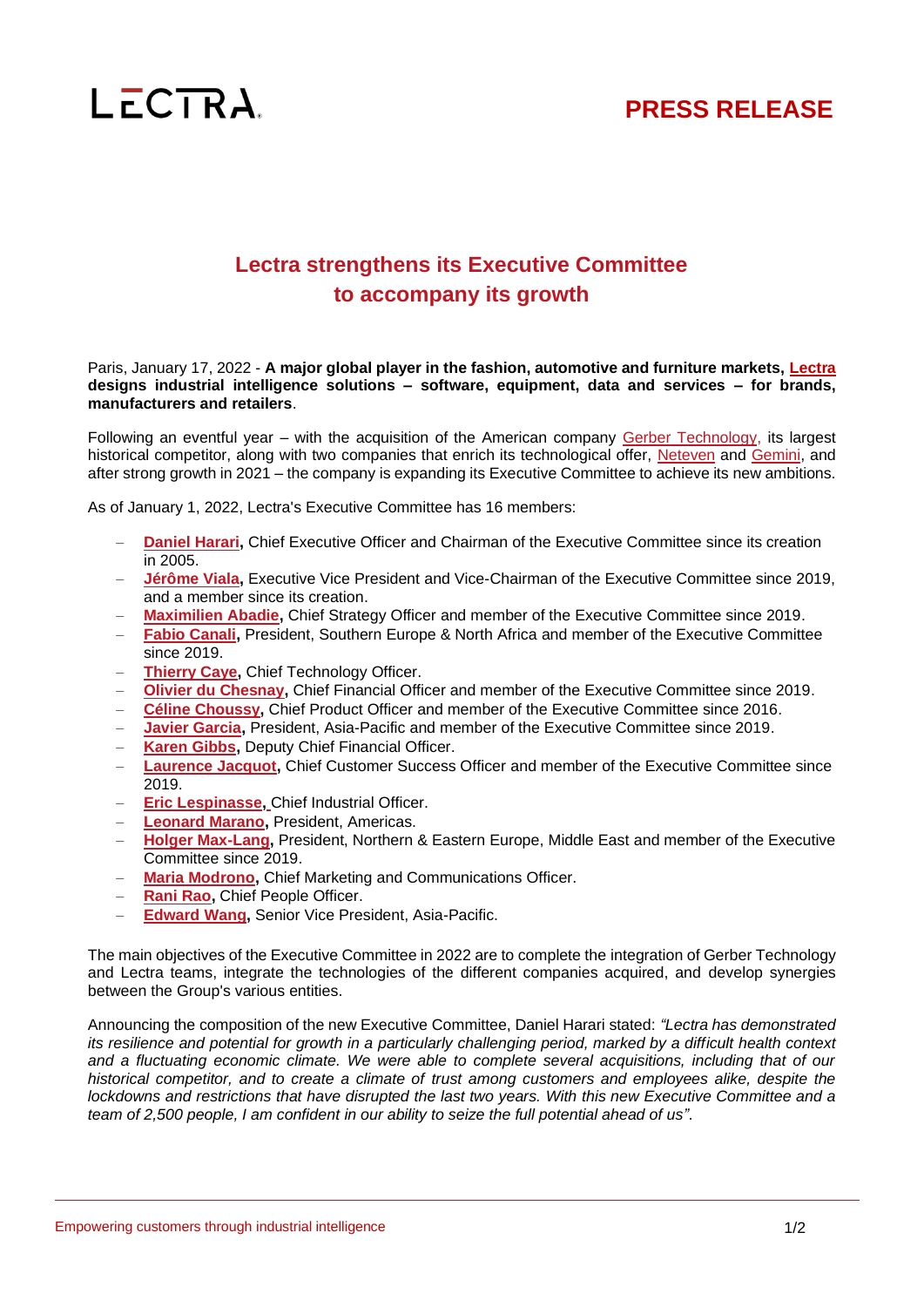LECTRA

**PRESS RELEASE**

# Lectra strengthens its Executive Committee to accompany its growth

Paris, January 17, 2022 - **A major global player in the fashion, automotive and furniture markets, Lectra designs industrial intelligence solutions – software, equipment, data and services – for brands, manufacturers and retailers**.

Following an eventful year – with the acquisition of the American company Gerber Technology, its largest historical competitor, along with two companies that enrich its technological offer, Neteven and Gemini, and after strong growth in 2021 – the company is expanding its Executive Committee to achieve its new ambitions.

As of January 1, 2022, Lectra's Executive Committee has 16 members:

- **Daniel Harari,** Chief Executive Officer and Chairman of the Executive Committee since its creation in 2005.
- **Jérôme Viala,** Executive Vice President and Vice-Chairman of the Executive Committee since 2019, and a member since its creation.
- **Maximilien Abadie,** Chief Strategy Officer and member of the Executive Committee since 2019.
- **Fabio Canali,** President, Southern Europe & North Africa and member of the Executive Committee since 2019.
- **Thierry Caye,** Chief Technology Officer.
- **Olivier du Chesnay,** Chief Financial Officer and member of the Executive Committee since 2019.
- **Céline Choussy,** Chief Product Officer and member of the Executive Committee since 2016.
- **Javier Garcia,** President, Asia-Pacific and member of the Executive Committee since 2019.
- **Karen Gibbs,** Deputy Chief Financial Officer.
- **Laurence Jacquot,** Chief Customer Success Officer and member of the Executive Committee since 2019.
- **Eric Lespinasse,** Chief Industrial Officer.
- **Leonard Marano,** President, Americas.
- **Holger Max-Lang,** President, Northern & Eastern Europe, Middle East and member of the Executive Committee since 2019.
- **Maria Modrono,** Chief Marketing and Communications Officer.
- **Rani Rao,** Chief People Officer.
- **Edward Wang,** Senior Vice President, Asia-Pacific.

The main objectives of the Executive Committee in 2022 are to complete the integration of Gerber Technology and Lectra teams, integrate the technologies of the different companies acquired, and develop synergies between the Group's various entities.

Announcing the composition of the new Executive Committee, Daniel Harari stated: *"Lectra has demonstrated its resilience and potential for growth in a particularly challenging period, marked by a difficult health context and a fluctuating economic climate. We were able to complete several acquisitions, including that of our historical competitor, and to create a climate of trust among customers and employees alike, despite the lockdowns and restrictions that have disrupted the last two years. With this new Executive Committee and a team of 2,500 people, I am confident in our ability to seize the full potential ahead of us"*.

Empowering customers through industrial intelligence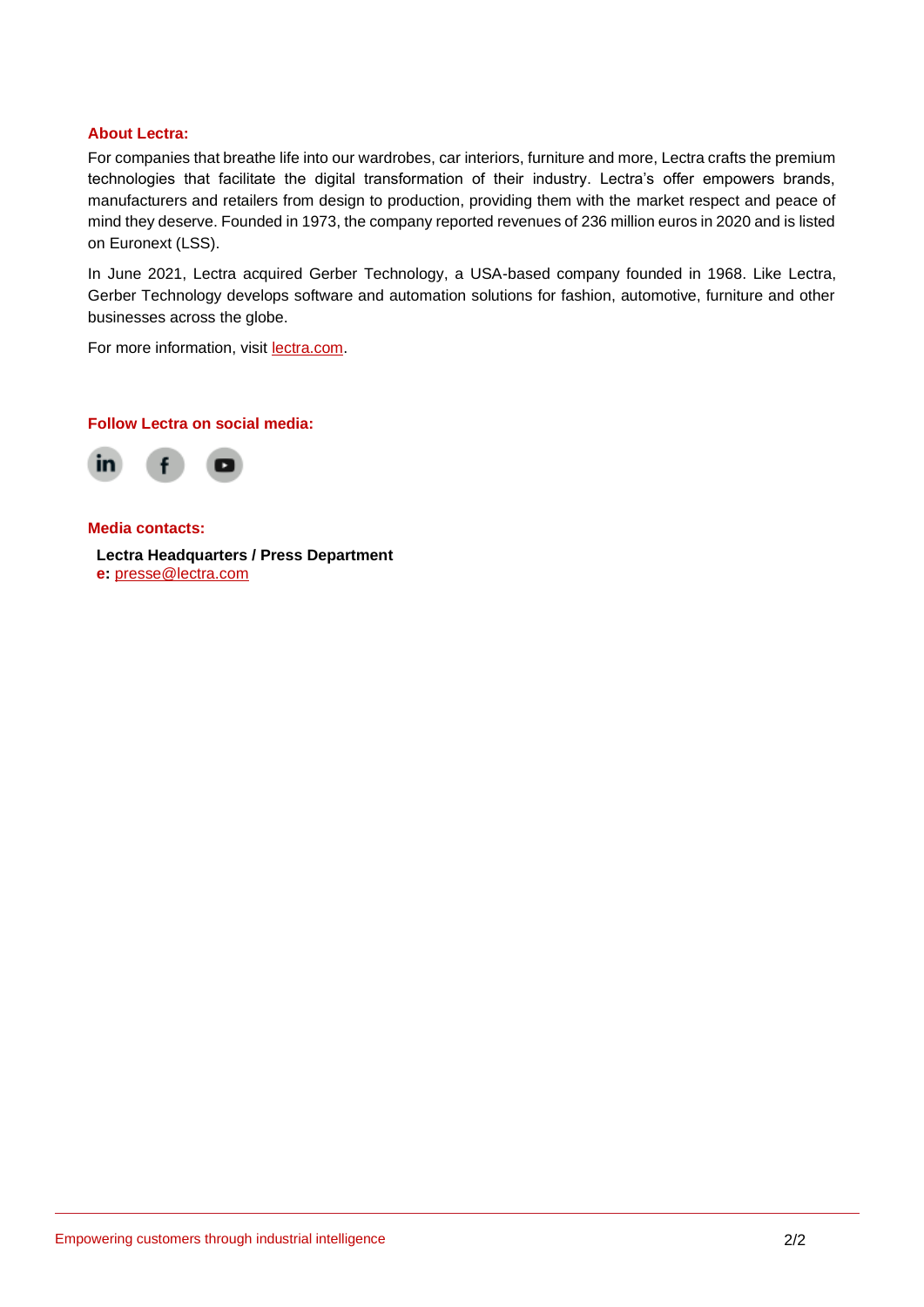## About Lectra:

For companies that breathe life into our wardrobes, car interiors, furniture and more, Lectra crafts the premium technologies that facilitate the digital transformation of their industry. Lectra's offer empowers brands, manufacturers and retailers from design to production, providing them with the market respect and peace of mind they deserve. Founded in 1973, the company reported revenues of 236 million euros in 2020 and is listed on Euronext (LSS).

In June 2021, Lectra acquired Gerber Technology, a USA-based company founded in 1968. Like Lectra, Gerber Technology develops software and automation solutions for fashion, automotive, furniture and other businesses across the globe.

For more information, visit lectra.com.

## Follow Lectra on social media:

## Media contacts:

**Lectra Headquarters / Press Department**
**e:** presse@lectra.com